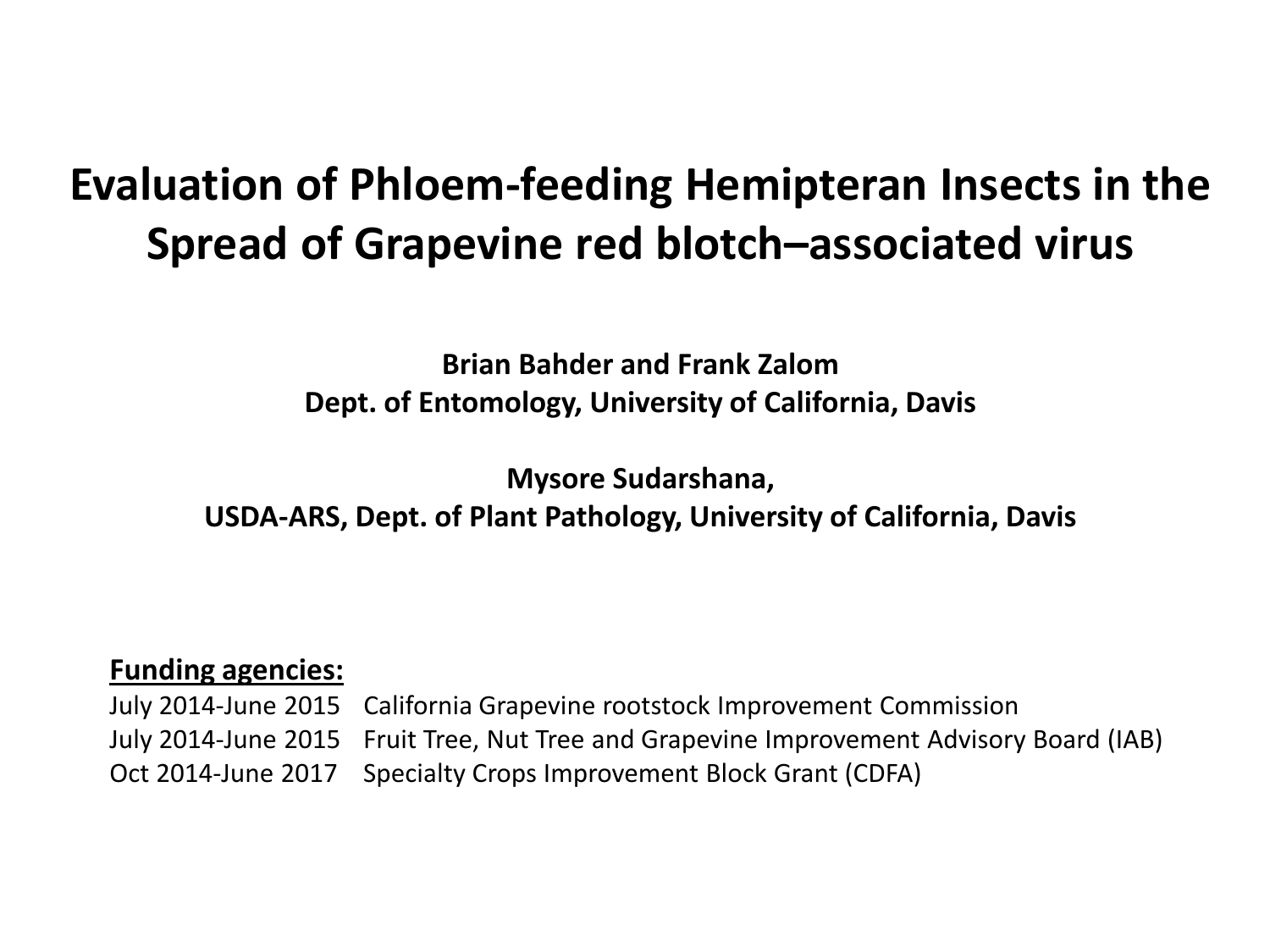# Evaluation of Phloem-feeding Hemipteran Insects in the Spread of Grapevine red blotch–associated virus

**Brian Bahder and Frank Zalom**
**Dept. of Entomology, University of California, Davis**

**Mysore Sudarshana,**
**USDA-ARS, Dept. of Plant Pathology, University of California, Davis**

**Funding agencies:**

July 2014-June 2015 California Grapevine rootstock Improvement Commission
July 2014-June 2015 Fruit Tree, Nut Tree and Grapevine Improvement Advisory Board (IAB)
Oct 2014-June 2017 Specialty Crops Improvement Block Grant (CDFA)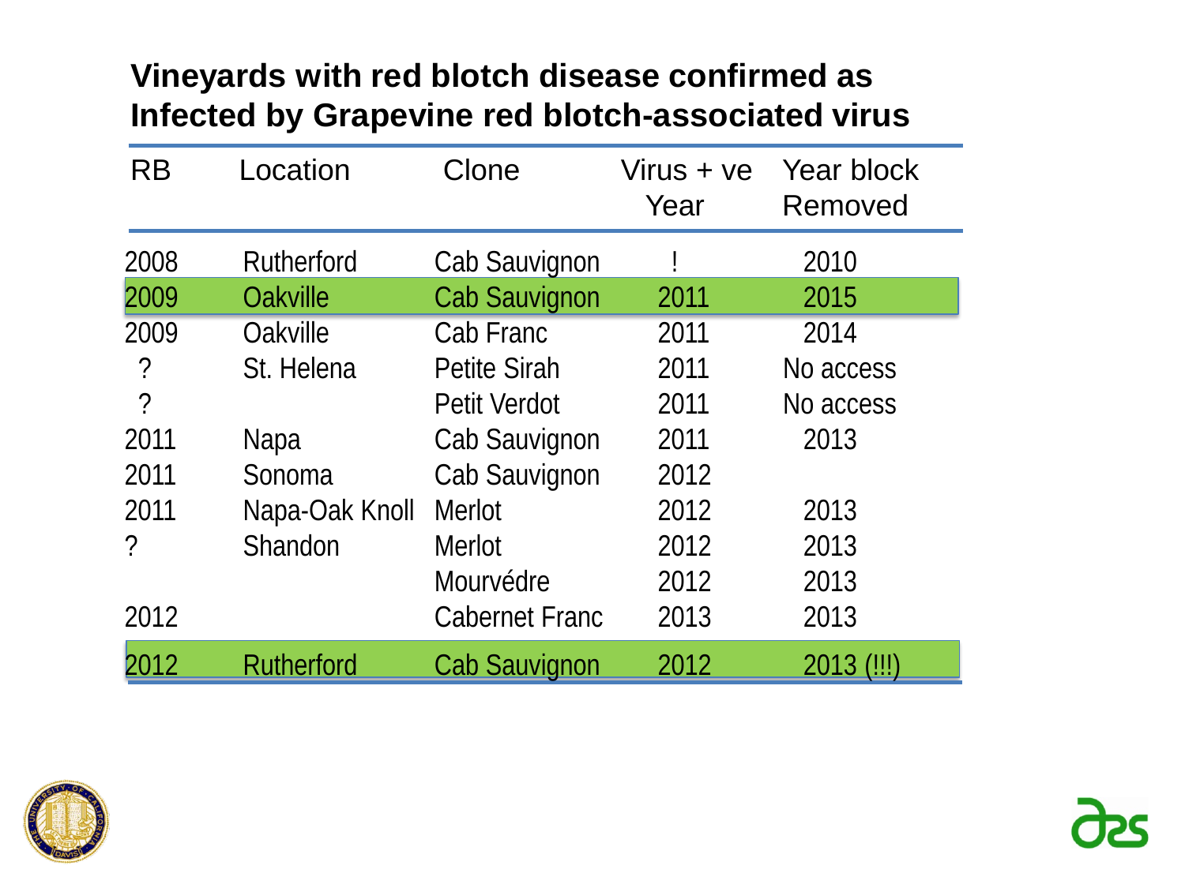## Vineyards with red blotch disease confirmed as Infected by Grapevine red blotch-associated virus

| RB | Location | Clone | Virus + ve Year | Year block Removed |
|---|---|---|---|---|
| 2008 | Rutherford | Cab Sauvignon | ! | 2010 |
| 2009 | Oakville | Cab Sauvignon | 2011 | 2015 |
| 2009 | Oakville | Cab Franc | 2011 | 2014 |
| ? | St. Helena | Petite Sirah | 2011 | No access |
| ? | | Petit Verdot | 2011 | No access |
| 2011 | Napa | Cab Sauvignon | 2011 | 2013 |
| 2011 | Sonoma | Cab Sauvignon | 2012 | |
| 2011 | Napa-Oak Knoll | Merlot | 2012 | 2013 |
| ? | Shandon | Merlot | 2012 | 2013 |
| | | Mourvédre | 2012 | 2013 |
| 2012 | | Cabernet Franc | 2013 | 2013 |
| 2012 | Rutherford | Cab Sauvignon | 2012 | 2013 (!!!) |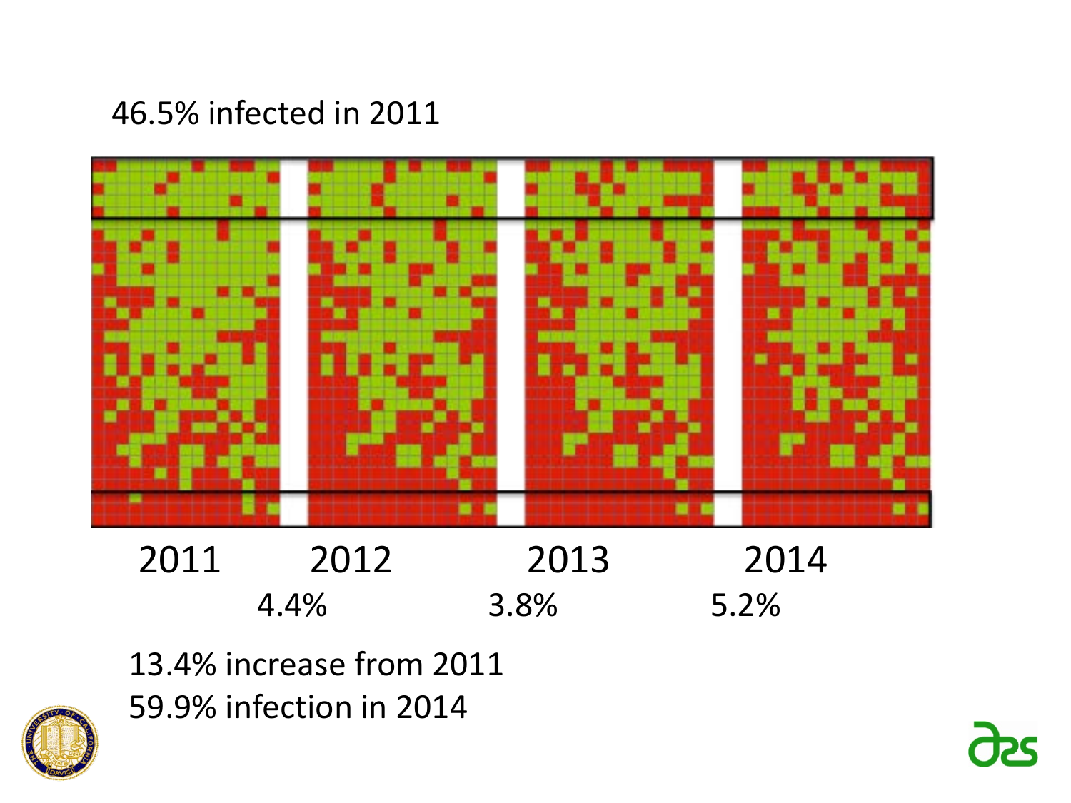46.5% infected in 2011

2011 2012 2013 2014

4.4% 3.8% 5.2%

13.4% increase from 2011

59.9% infection in 2014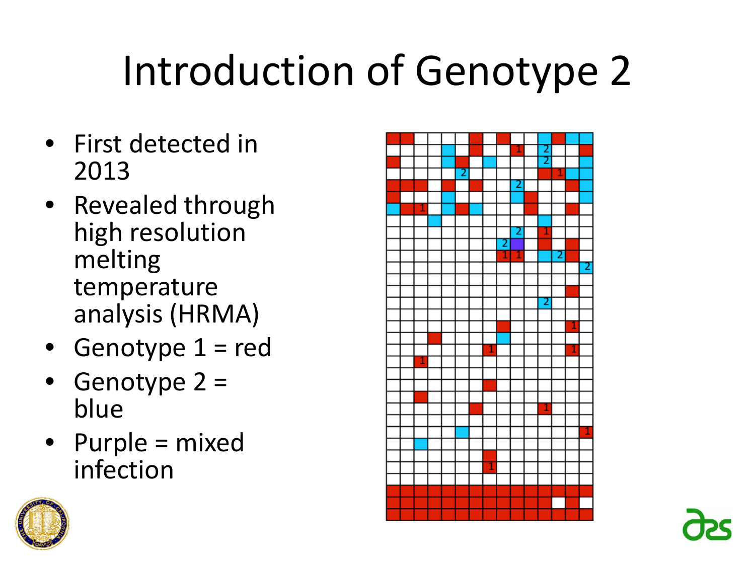# Introduction of Genotype 2

- First detected in 2013
- Revealed through high resolution melting temperature analysis (HRMA)
- Genotype 1 = red
- Genotype 2 = blue
- Purple = mixed infection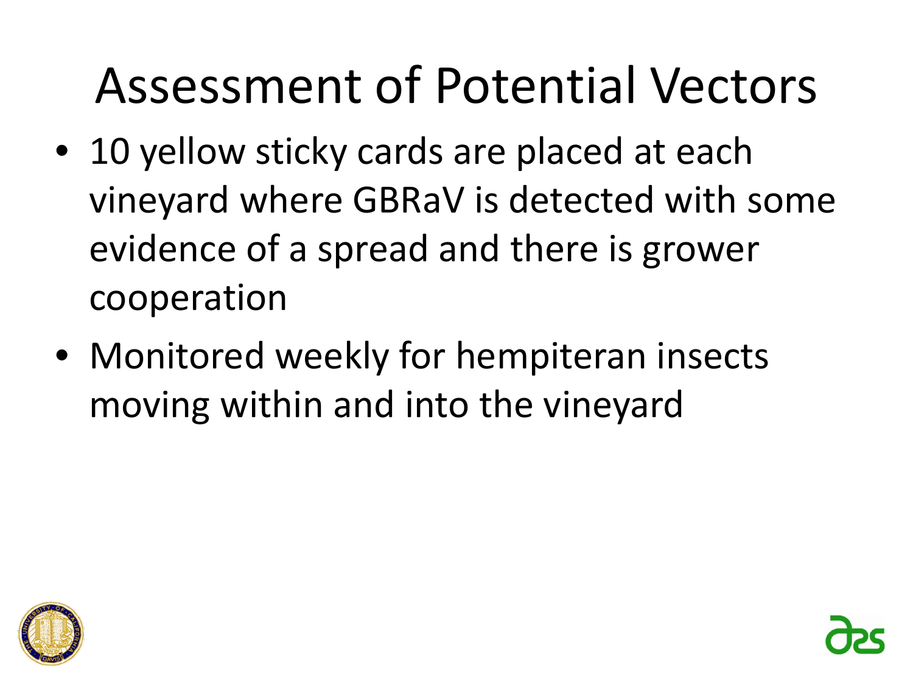# Assessment of Potential Vectors

- 10 yellow sticky cards are placed at each vineyard where GBRaV is detected with some evidence of a spread and there is grower cooperation
- Monitored weekly for hempiteran insects moving within and into the vineyard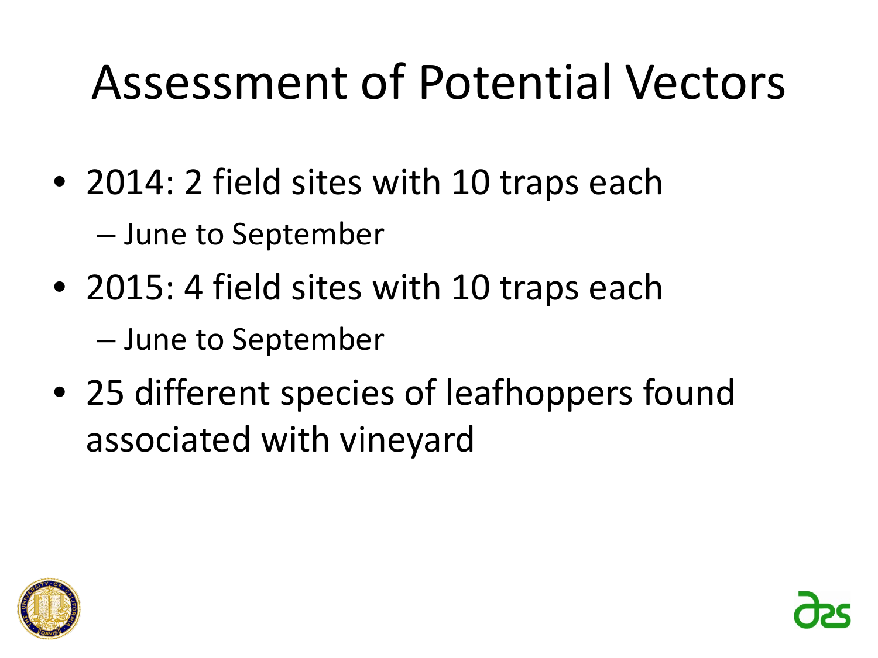# Assessment of Potential Vectors

- 2014: 2 field sites with 10 traps each
  - June to September
- 2015: 4 field sites with 10 traps each
  - June to September
- 25 different species of leafhoppers found associated with vineyard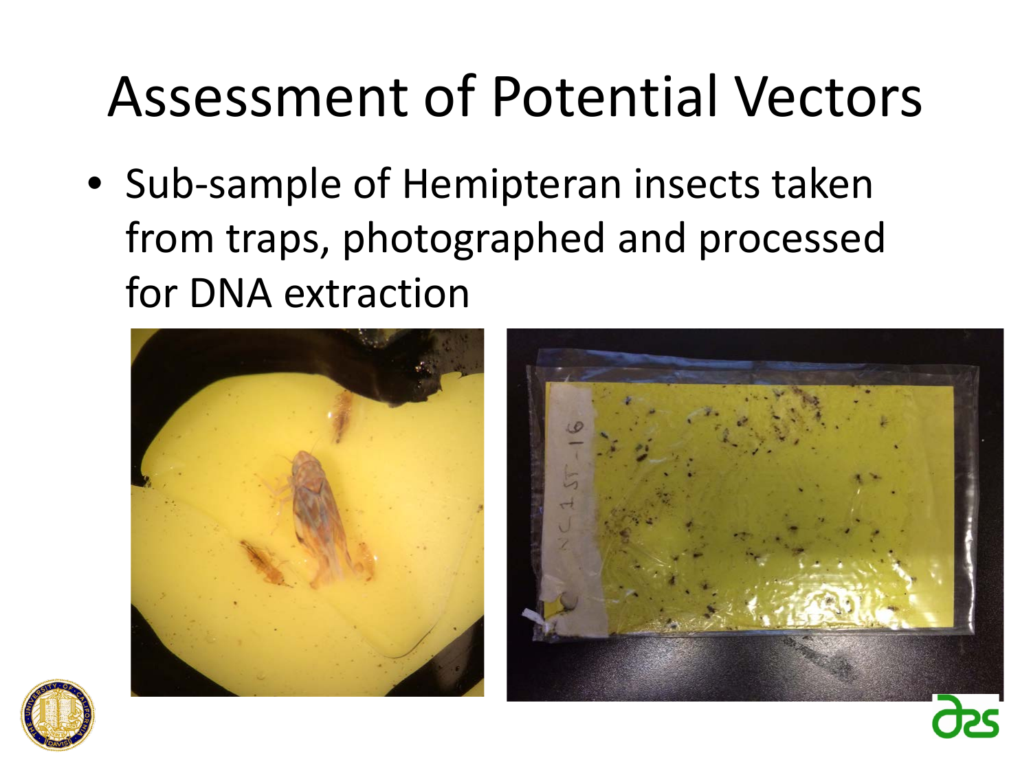# Assessment of Potential Vectors

- Sub-sample of Hemipteran insects taken from traps, photographed and processed for DNA extraction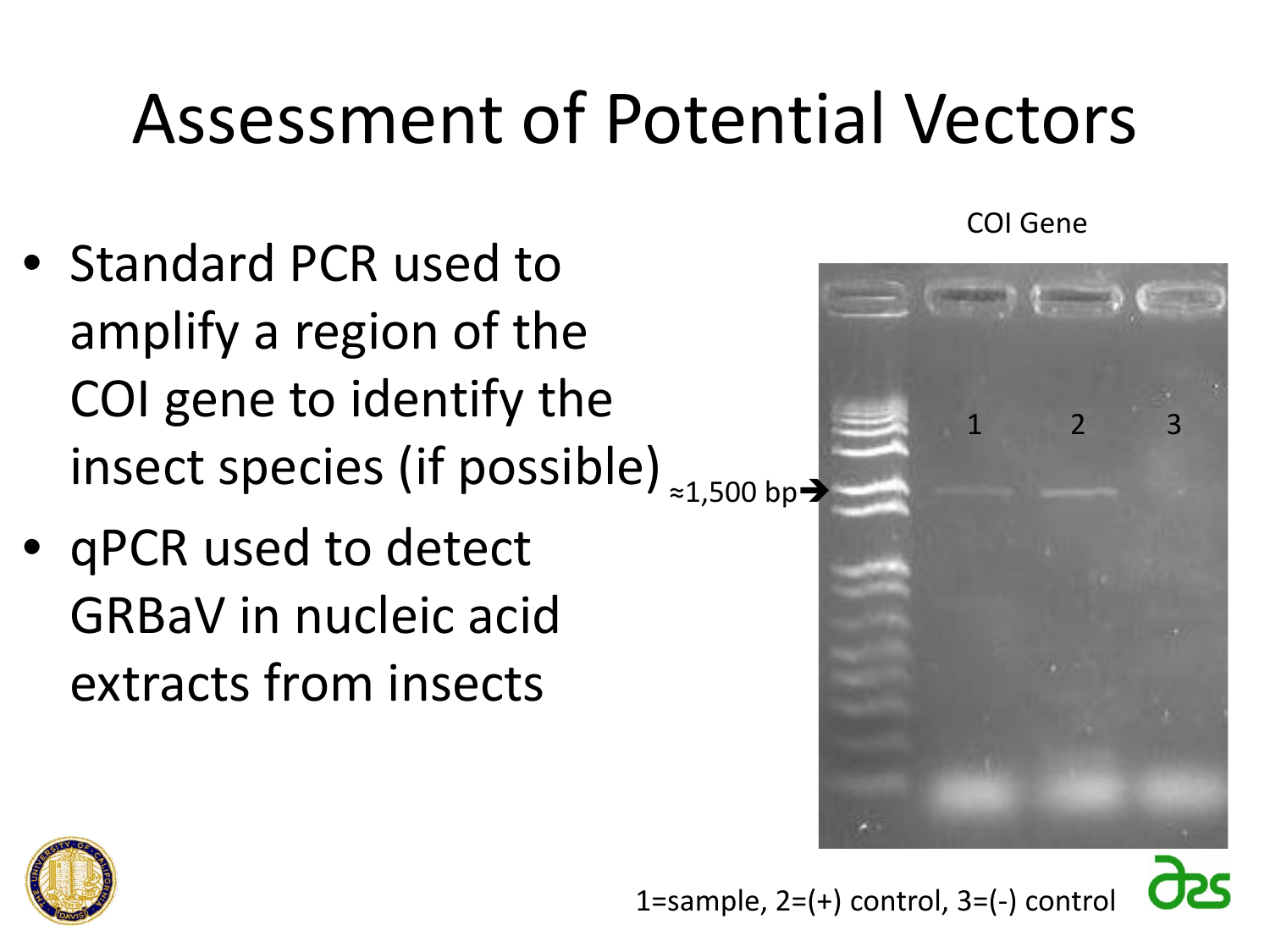# Assessment of Potential Vectors

- Standard PCR used to amplify a region of the COI gene to identify the insect species (if possible)
- qPCR used to detect GRBaV in nucleic acid extracts from insects

COI Gene

≈1,500 bp

1 2 3

1=sample, 2=(+) control, 3=(-) control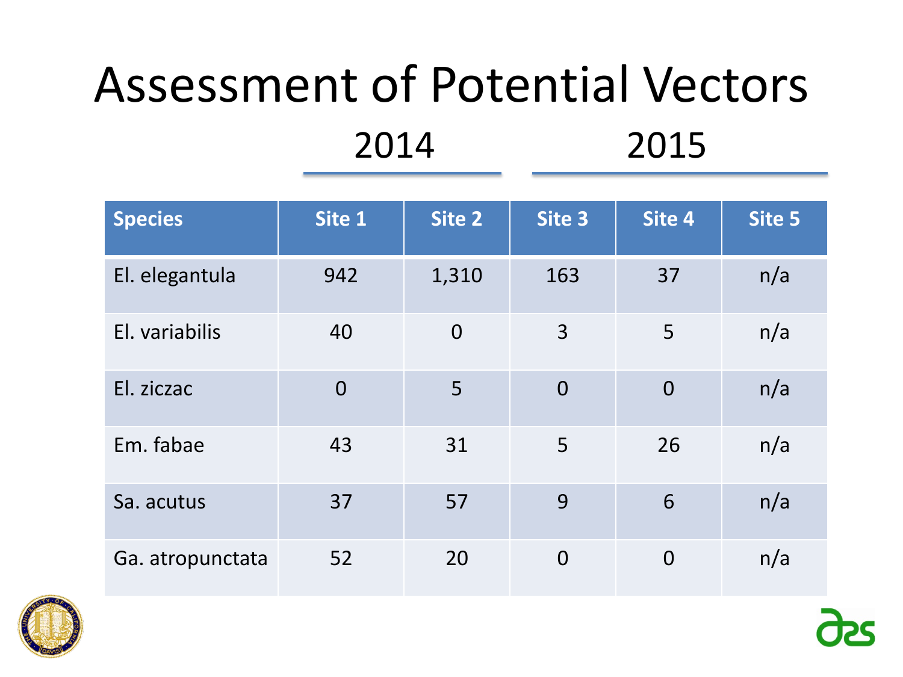# Assessment of Potential Vectors

| Species | 2014 | | 2015 | | |
|---|---|---|---|---|---|
| | Site 1 | Site 2 | Site 3 | Site 4 | Site 5 |
| El. elegantula | 942 | 1,310 | 163 | 37 | n/a |
| El. variabilis | 40 | 0 | 3 | 5 | n/a |
| El. ziczac | 0 | 5 | 0 | 0 | n/a |
| Em. fabae | 43 | 31 | 5 | 26 | n/a |
| Sa. acutus | 37 | 57 | 9 | 6 | n/a |
| Ga. atropunctata | 52 | 20 | 0 | 0 | n/a |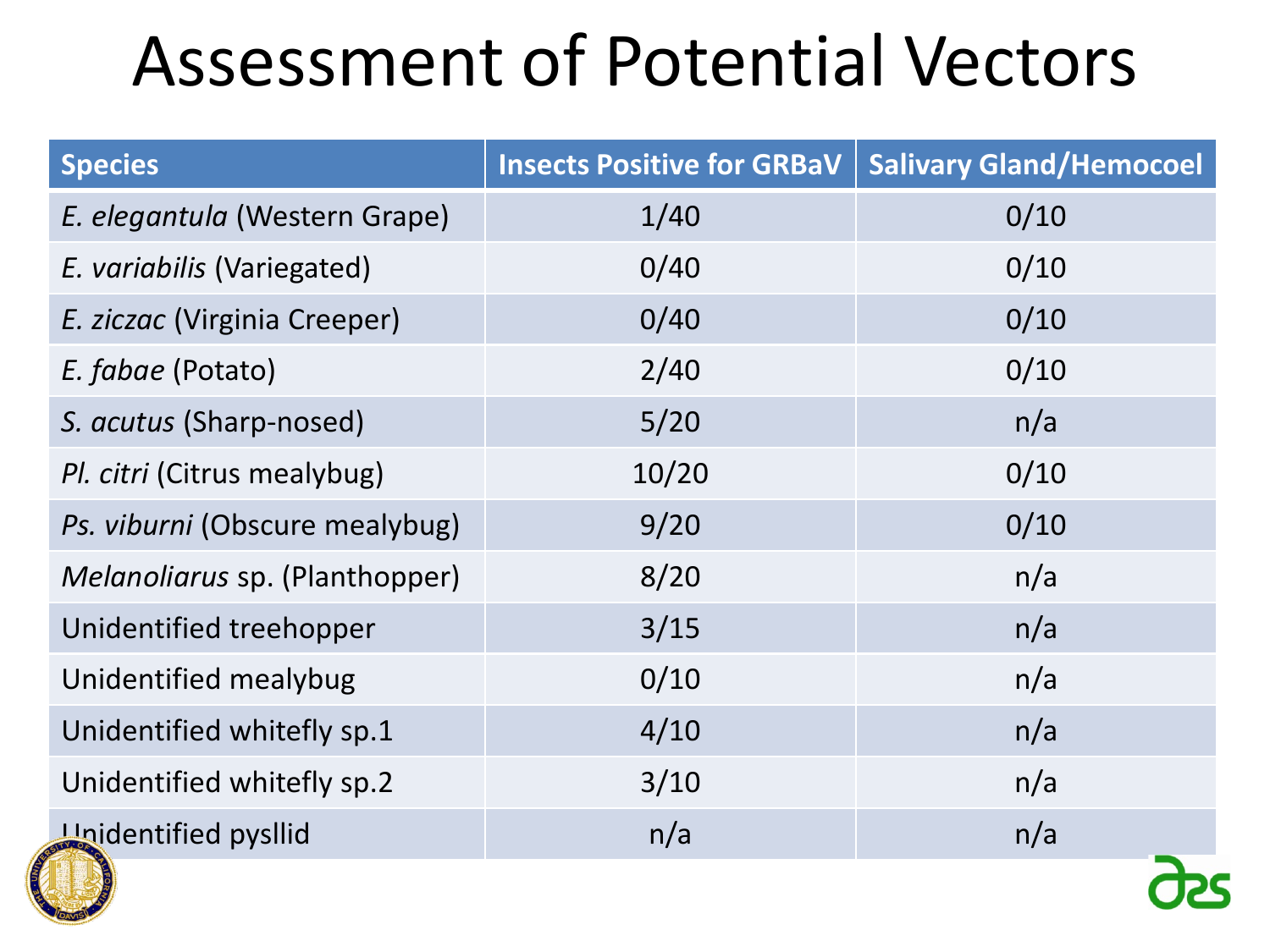# Assessment of Potential Vectors

| Species | Insects Positive for GRBaV | Salivary Gland/Hemocoel |
| --- | --- | --- |
| *E. elegantula* (Western Grape) | 1/40 | 0/10 |
| *E. variabilis* (Variegated) | 0/40 | 0/10 |
| *E. ziczac* (Virginia Creeper) | 0/40 | 0/10 |
| *E. fabae* (Potato) | 2/40 | 0/10 |
| *S. acutus* (Sharp-nosed) | 5/20 | n/a |
| *Pl. citri* (Citrus mealybug) | 10/20 | 0/10 |
| *Ps. viburni* (Obscure mealybug) | 9/20 | 0/10 |
| *Melanoliarus* sp. (Planthopper) | 8/20 | n/a |
| Unidentified treehopper | 3/15 | n/a |
| Unidentified mealybug | 0/10 | n/a |
| Unidentified whitefly sp.1 | 4/10 | n/a |
| Unidentified whitefly sp.2 | 3/10 | n/a |
| Unidentified pysllid | n/a | n/a |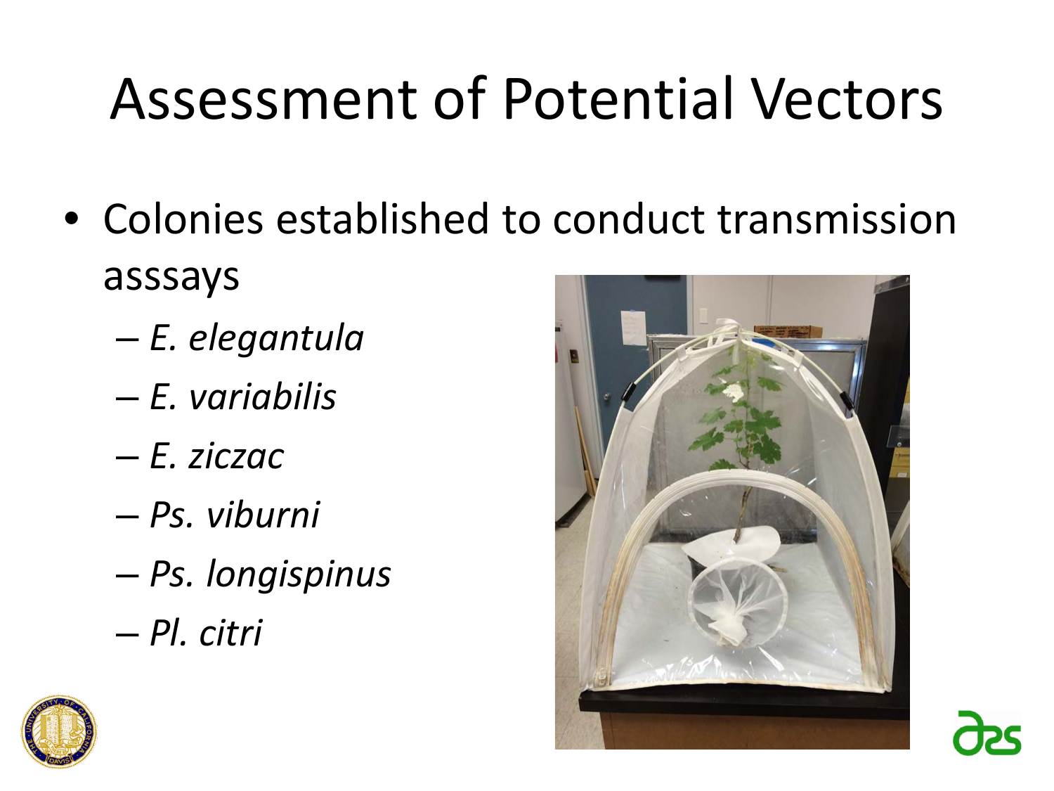# Assessment of Potential Vectors

- Colonies established to conduct transmission asssays
  - *E. elegantula*
  - *E. variabilis*
  - *E. ziczac*
  - *Ps. viburni*
  - *Ps. longispinus*
  - *Pl. citri*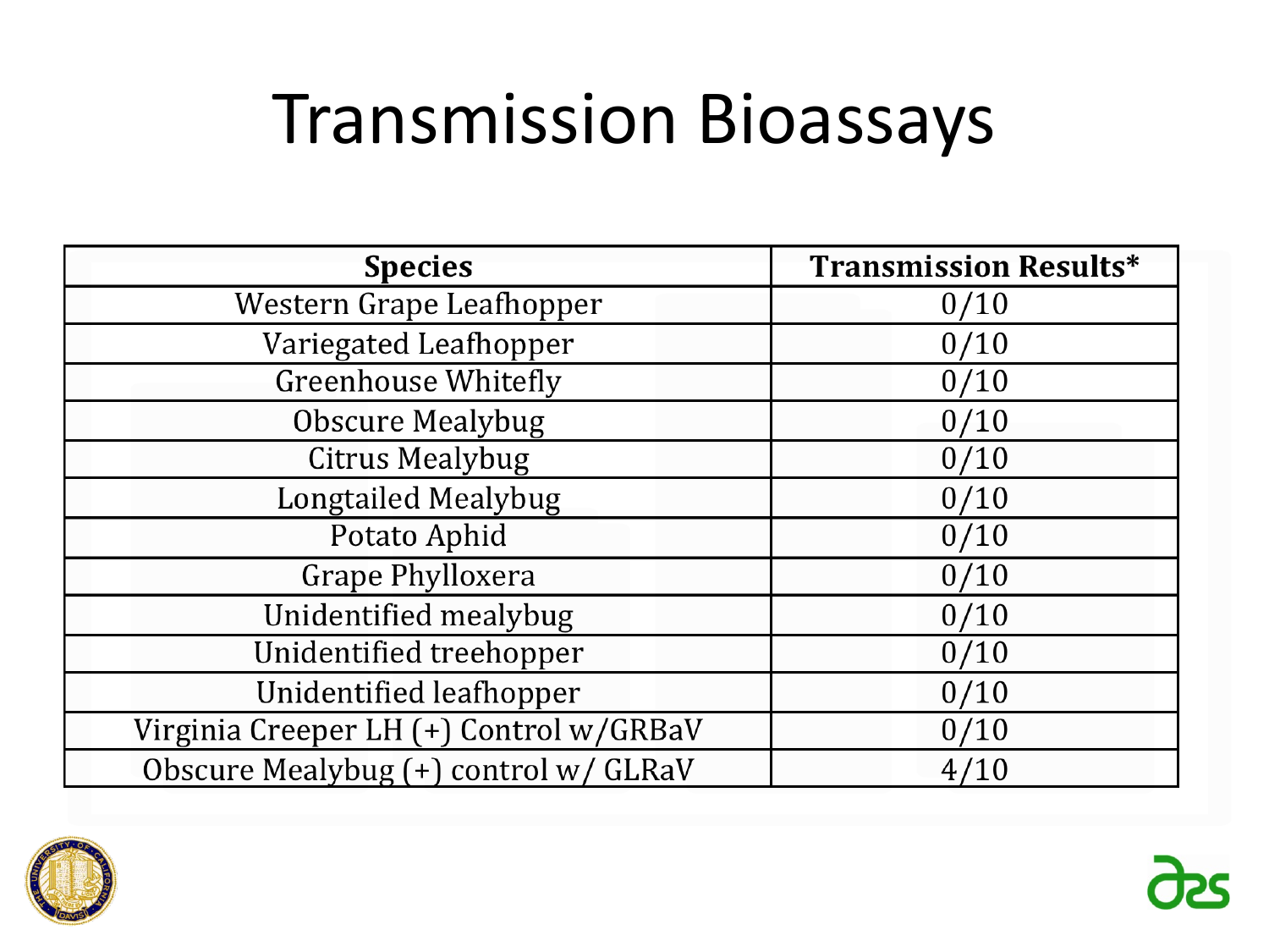# Transmission Bioassays

| Species | Transmission Results* |
| --- | --- |
| Western Grape Leafhopper | 0/10 |
| Variegated Leafhopper | 0/10 |
| Greenhouse Whitefly | 0/10 |
| Obscure Mealybug | 0/10 |
| Citrus Mealybug | 0/10 |
| Longtailed Mealybug | 0/10 |
| Potato Aphid | 0/10 |
| Grape Phylloxera | 0/10 |
| Unidentified mealybug | 0/10 |
| Unidentified treehopper | 0/10 |
| Unidentified leafhopper | 0/10 |
| Virginia Creeper LH (+) Control w/GRBaV | 0/10 |
| Obscure Mealybug (+) control w/ GLRaV | 4/10 |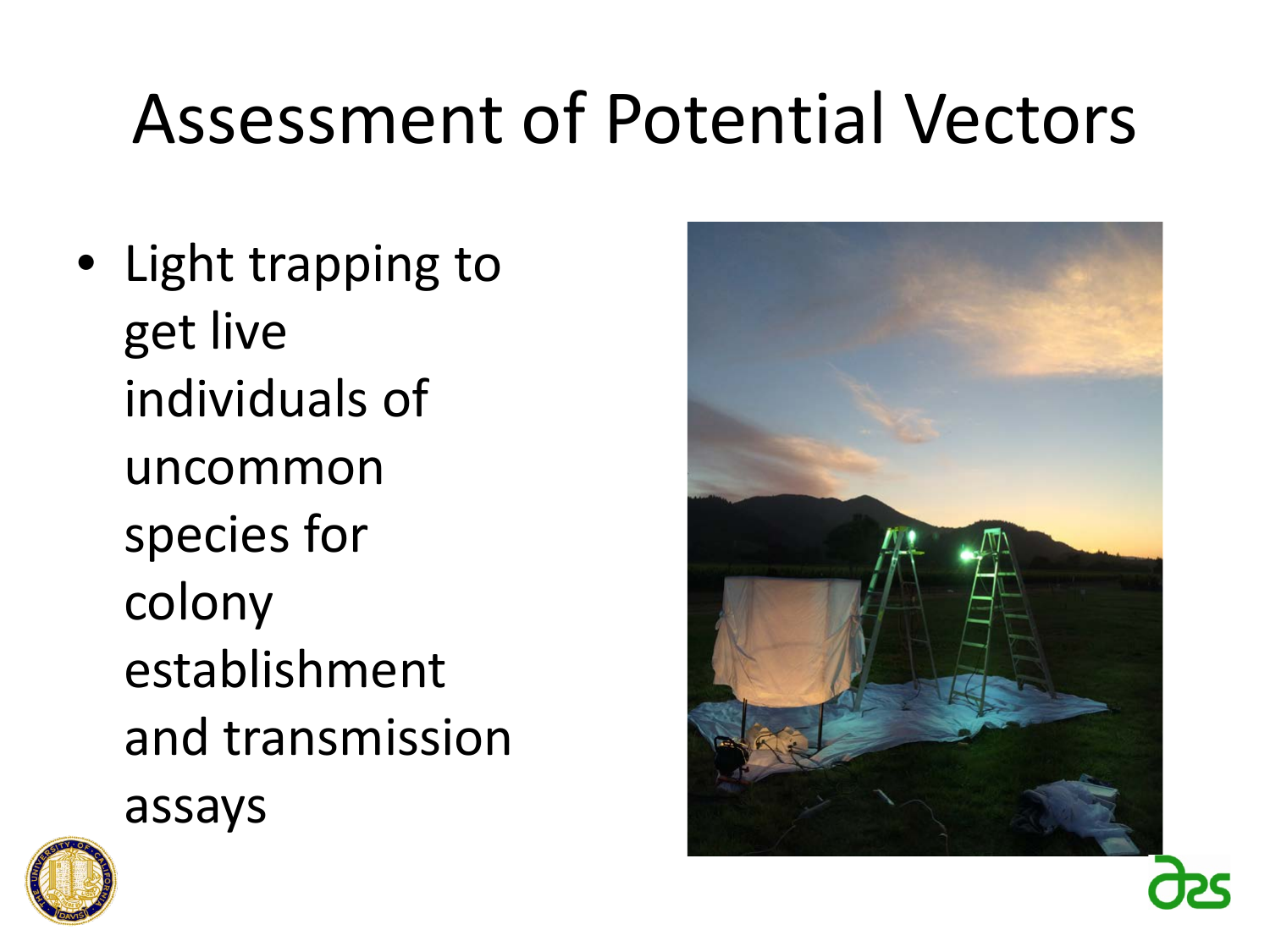# Assessment of Potential Vectors

- Light trapping to get live individuals of uncommon species for colony establishment and transmission assays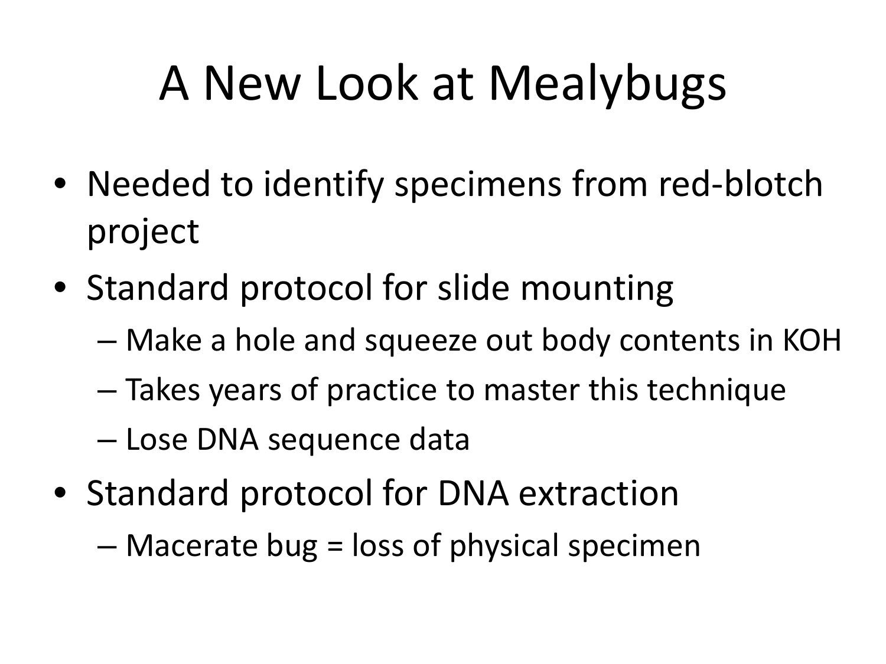# A New Look at Mealybugs

- Needed to identify specimens from red-blotch project
- Standard protocol for slide mounting
  - Make a hole and squeeze out body contents in KOH
  - Takes years of practice to master this technique
  - Lose DNA sequence data
- Standard protocol for DNA extraction
  - Macerate bug = loss of physical specimen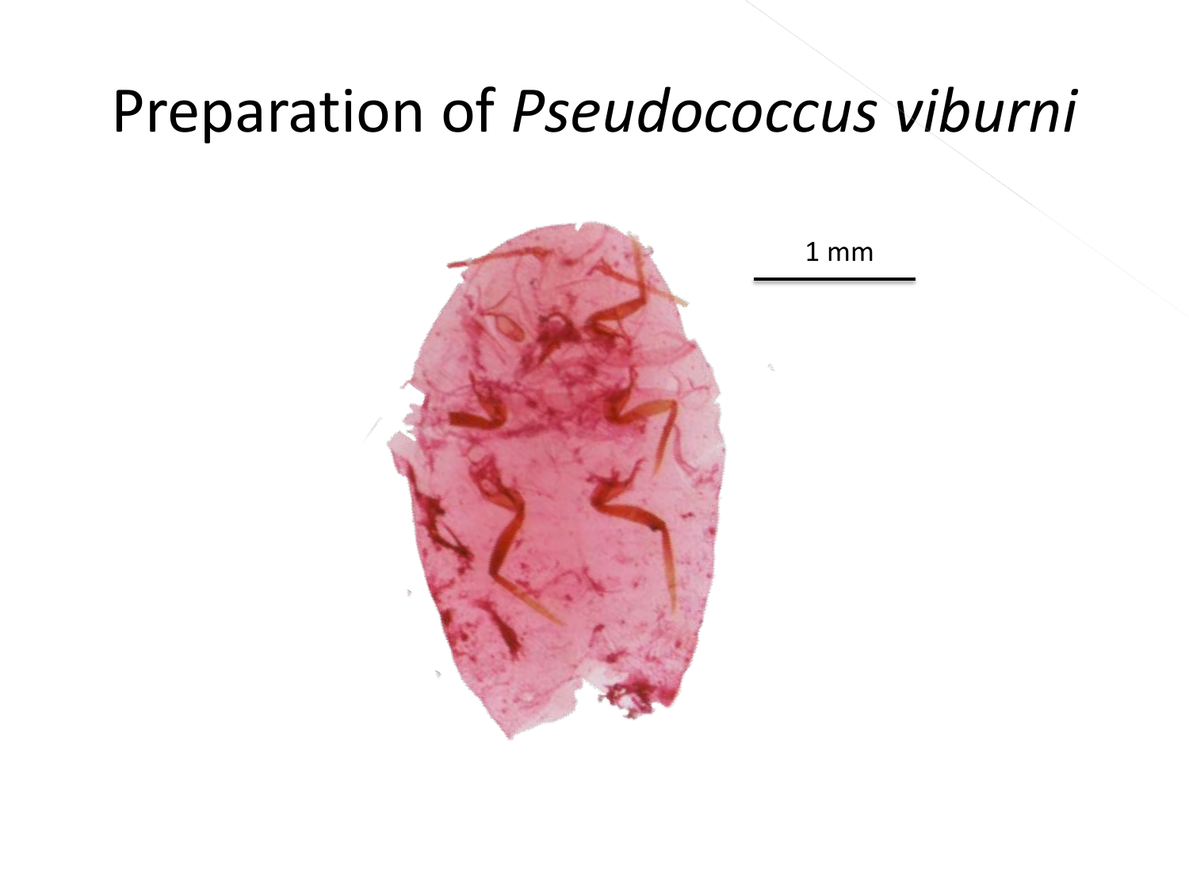# Preparation of *Pseudococcus viburni*

1 mm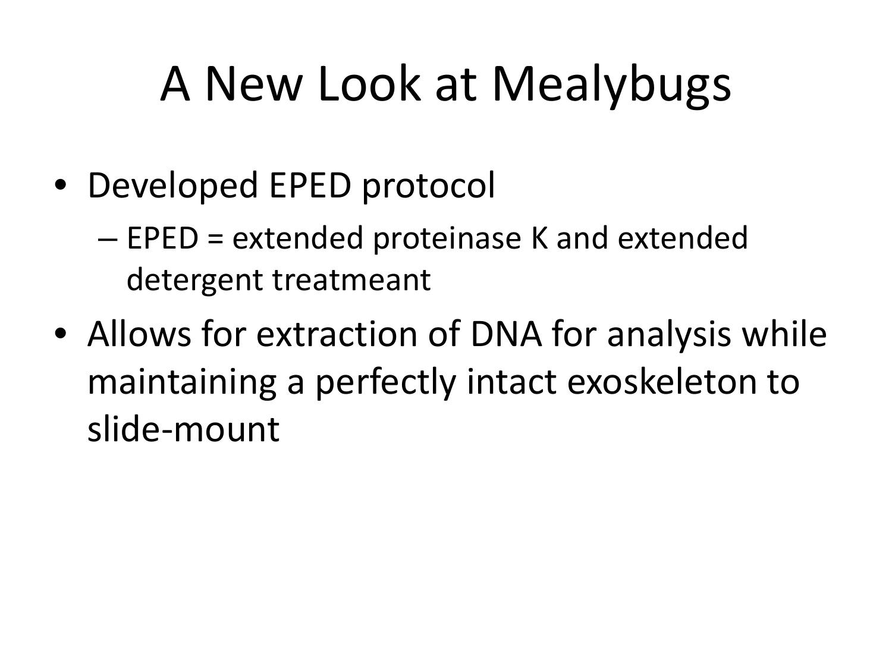# A New Look at Mealybugs

- Developed EPED protocol
  - EPED = extended proteinase K and extended detergent treatmeant
- Allows for extraction of DNA for analysis while maintaining a perfectly intact exoskeleton to slide-mount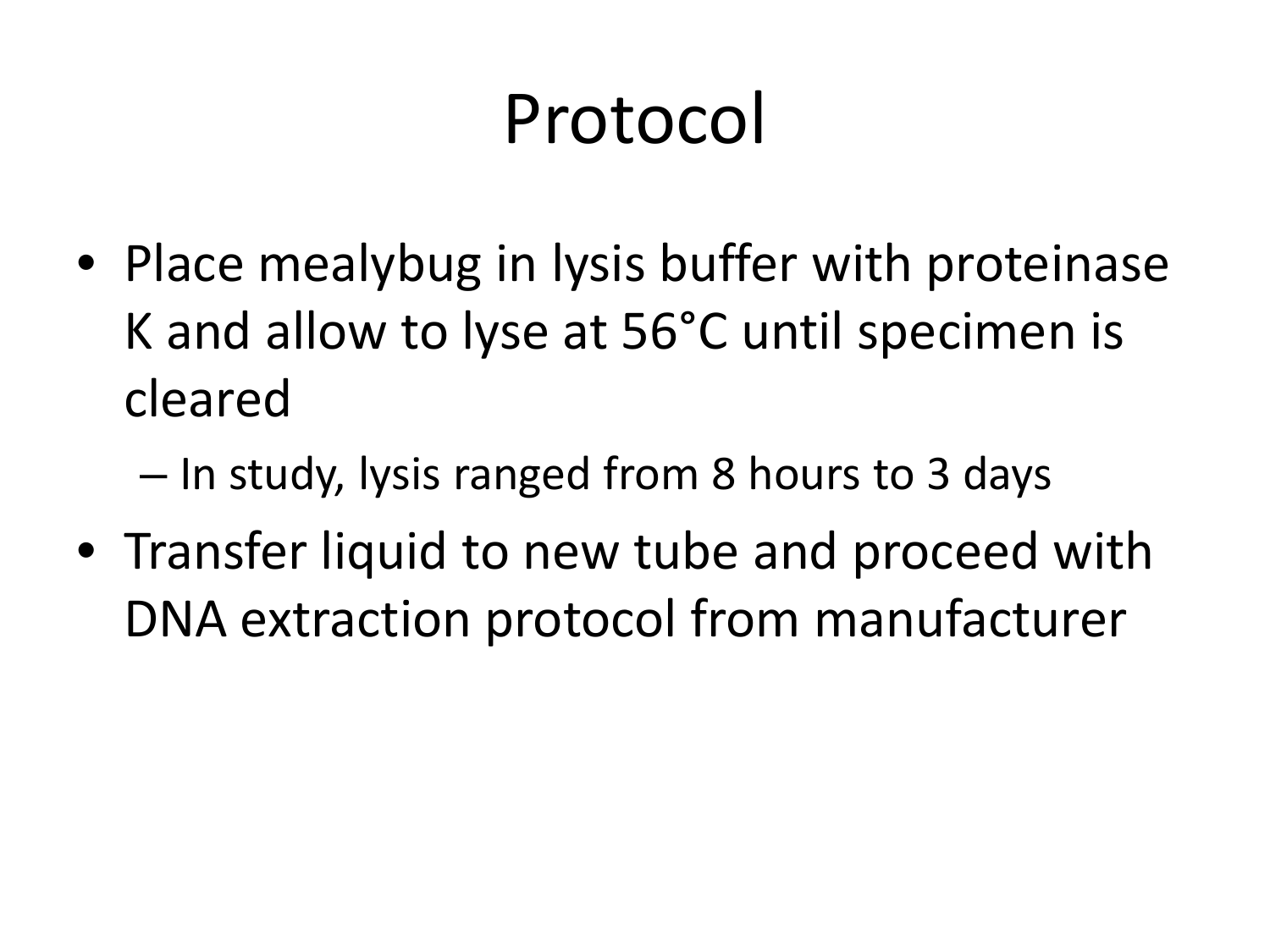# Protocol

- Place mealybug in lysis buffer with proteinase K and allow to lyse at 56°C until specimen is cleared
  - In study, lysis ranged from 8 hours to 3 days
- Transfer liquid to new tube and proceed with DNA extraction protocol from manufacturer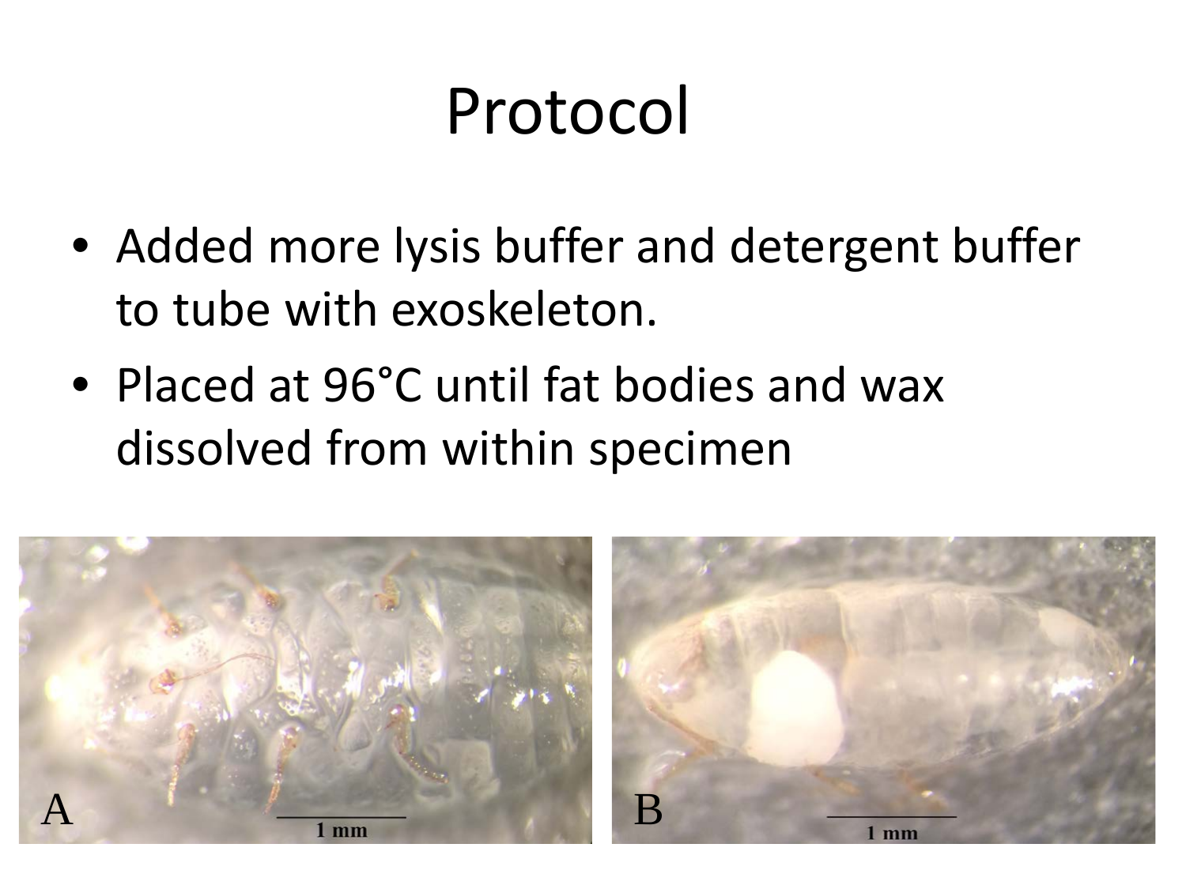# Protocol

- Added more lysis buffer and detergent buffer to tube with exoskeleton.
- Placed at 96°C until fat bodies and wax dissolved from within specimen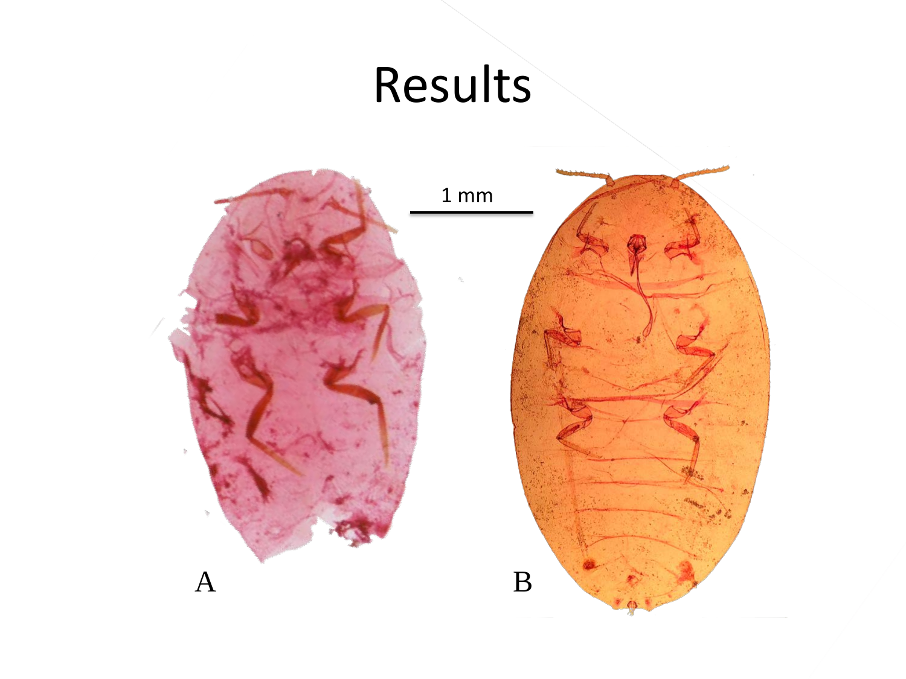# Results

1 mm

A

B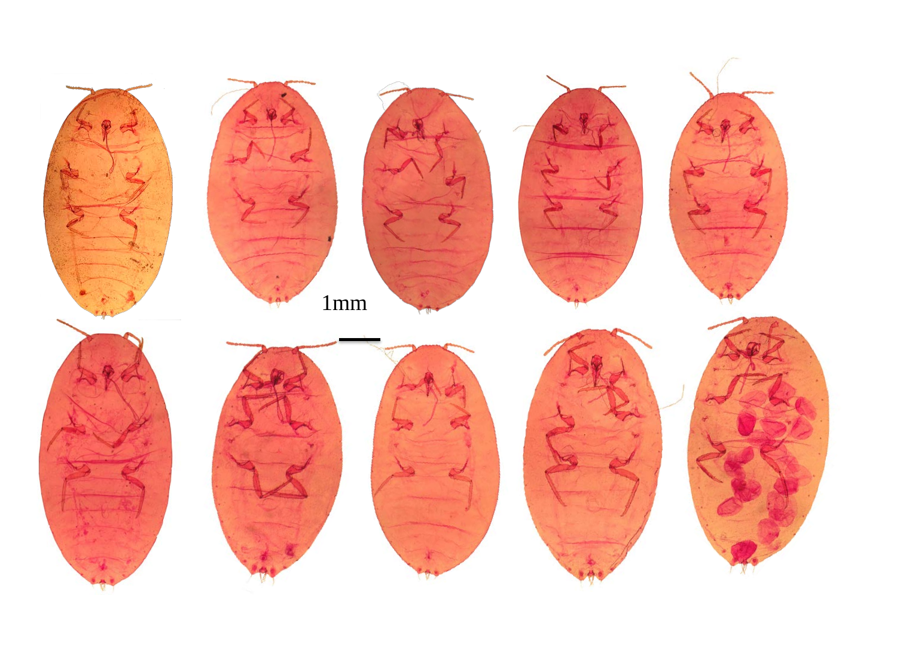1mm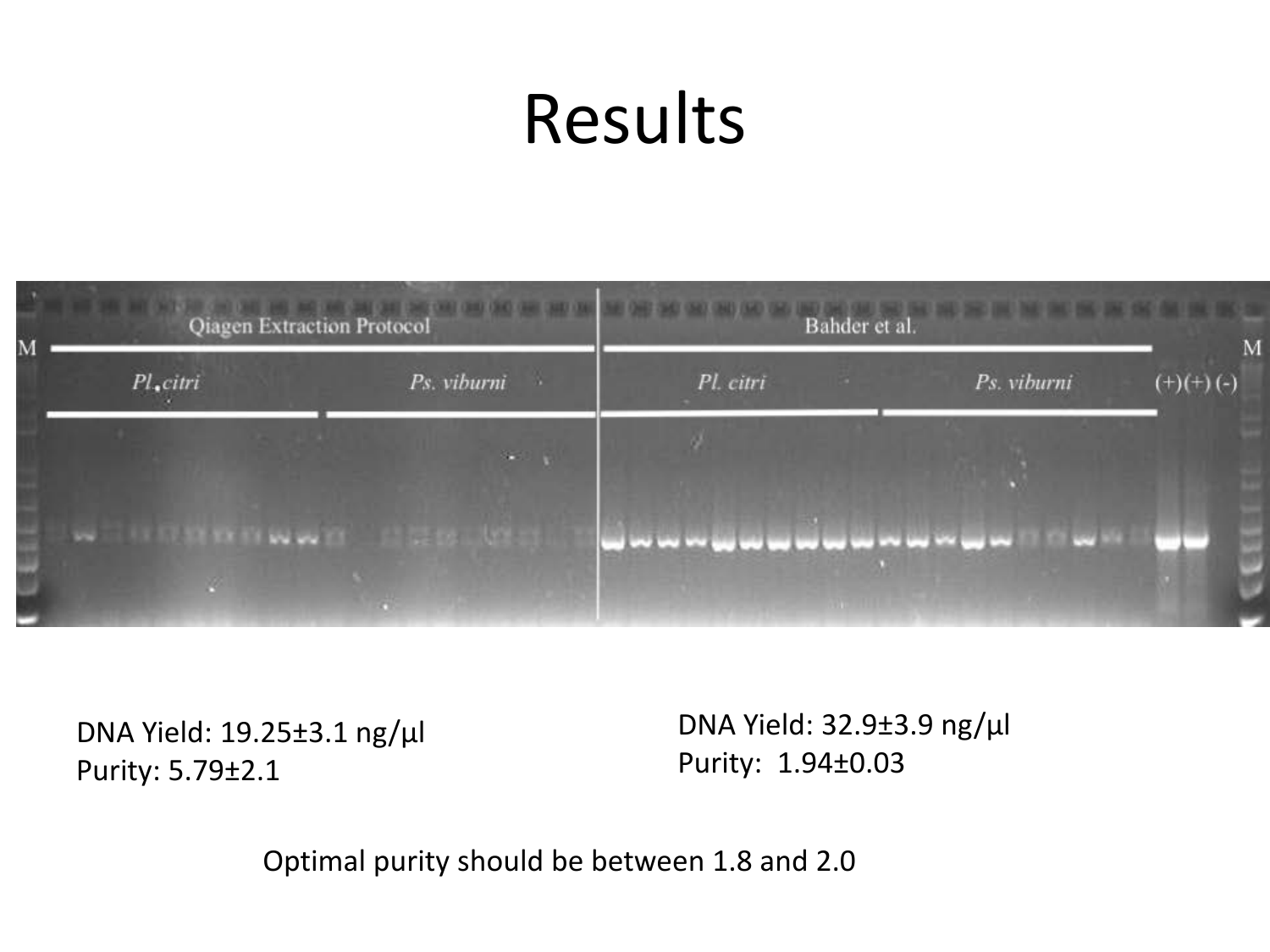# Results

Qiagen Extraction Protocol

DNA Yield: 19.25±3.1 ng/µl
Purity: 5.79±2.1

Bahder et al.

DNA Yield: 32.9±3.9 ng/µl
Purity: 1.94±0.03

Optimal purity should be between 1.8 and 2.0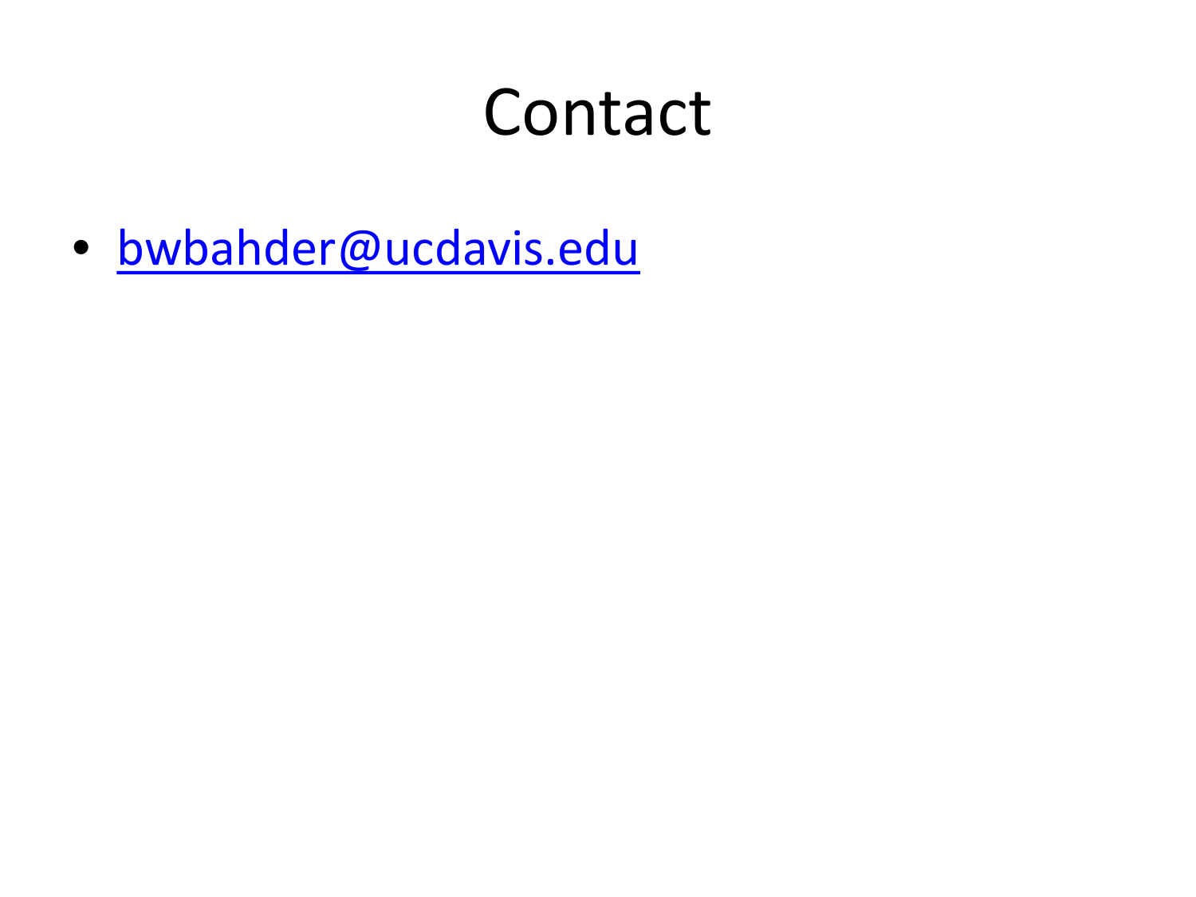# Contact

- bwbahder@ucdavis.edu